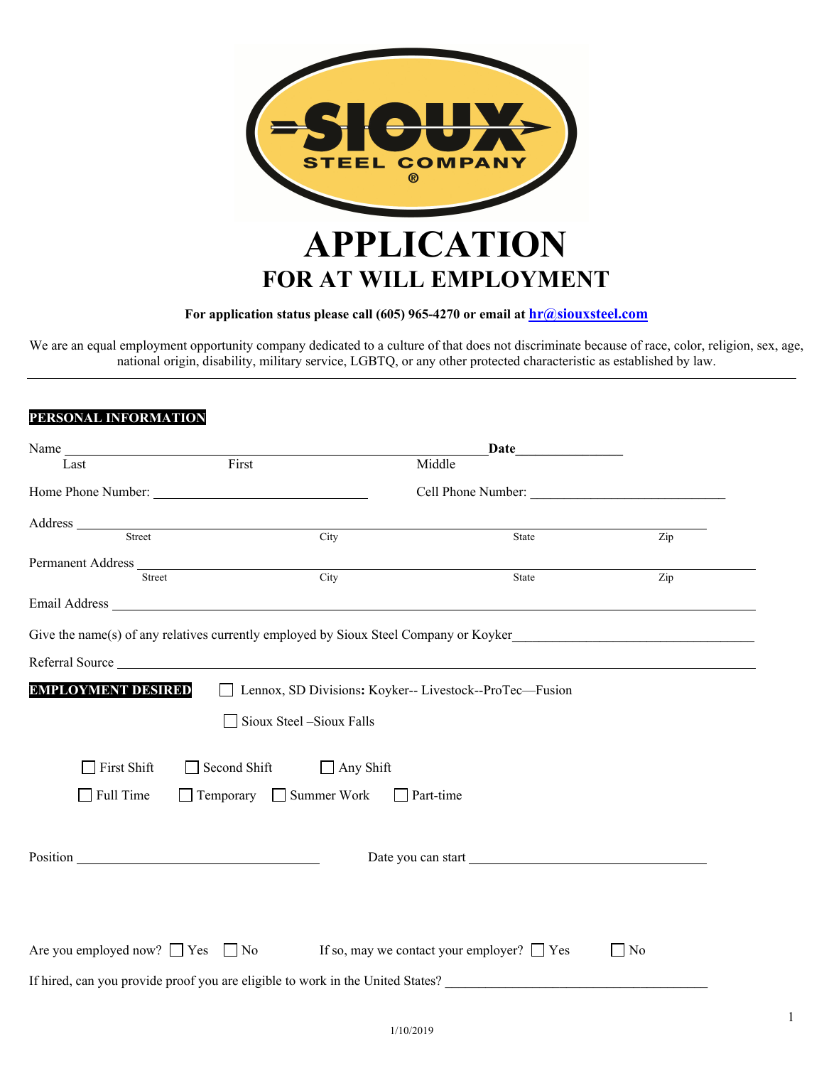SIOUX STEEL COMPANY ®

# APPLICATION
## FOR AT WILL EMPLOYMENT

**For application status please call (605) 965-4270 or email at [hr@siouxsteel.com](mailto:hr@siouxsteel.com)**

We are an equal employment opportunity company dedicated to a culture of that does not discriminate because of race, color, religion, sex, age, national origin, disability, military service, LGBTQ, or any other protected characteristic as established by law.

---

**PERSONAL INFORMATION**

Name ________________________________________________ **Date**_______________
Last First Middle

Home Phone Number: ____________________________ Cell Phone Number: ____________________________

Address ________________________________________________________________
Street City State Zip

Permanent Address ________________________________________________________________
Street City State Zip

Email Address ________________________________________________________________

Give the name(s) of any relatives currently employed by Sioux Steel Company or Koyker____________________________

Referral Source ________________________________________________________________

**EMPLOYMENT DESIRED**

☐ Lennox, SD Divisions**:** Koyker-- Livestock--ProTec—Fusion

☐ Sioux Steel –Sioux Falls

☐ First Shift ☐ Second Shift ☐ Any Shift

☐ Full Time ☐ Temporary ☐ Summer Work ☐ Part-time

Position ________________________________ Date you can start ________________________________

Are you employed now? ☐ Yes ☐ No If so, may we contact your employer? ☐ Yes ☐ No

If hired, can you provide proof you are eligible to work in the United States? ____________________________________

1/10/2019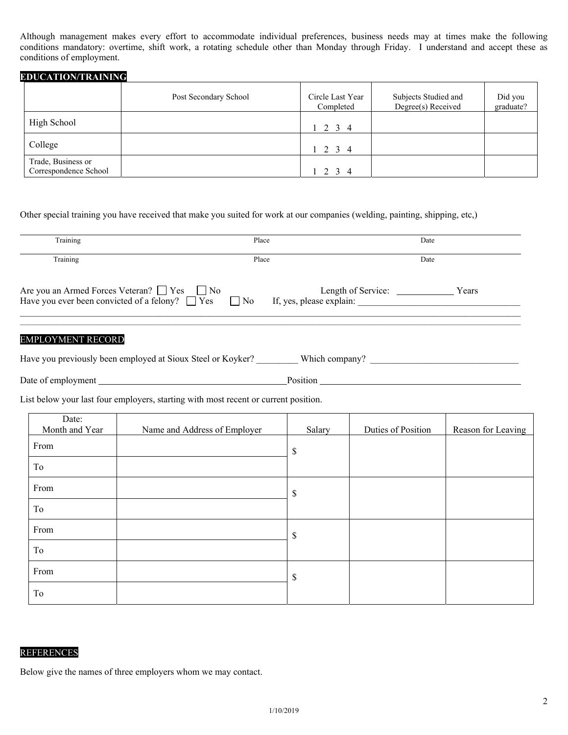Although management makes every effort to accommodate individual preferences, business needs may at times make the following conditions mandatory: overtime, shift work, a rotating schedule other than Monday through Friday. I understand and accept these as conditions of employment.

## EDUCATION/TRAINING

| | Post Secondary School | Circle Last Year Completed | Subjects Studied and Degree(s) Received | Did you graduate? |
|---|---|---|---|---|
| High School | | 1 2 3 4 | | |
| College | | 1 2 3 4 | | |
| Trade, Business or Correspondence School | | 1 2 3 4 | | |

Other special training you have received that make you suited for work at our companies (welding, painting, shipping, etc,)

| Training | Place | Date |
|---|---|---|
| Training | Place | Date |

Are you an Armed Forces Veteran? ☐ Yes ☐ No Length of Service: ____________ Years

Have you ever been convicted of a felony? ☐ Yes ☐ No If, yes, please explain: ___________________________________

___________________________________________________________________________________________

___________________________________________________________________________________________

## EMPLOYMENT RECORD

Have you previously been employed at Sioux Steel or Koyker? _________ Which company? _______________________________

Date of employment ________________________________________Position ___________________________________________

List below your last four employers, starting with most recent or current position.

| Date: Month and Year | Name and Address of Employer | Salary | Duties of Position | Reason for Leaving |
|---|---|---|---|---|
| From | | $ | | |
| To | | | | |
| From | | $ | | |
| To | | | | |
| From | | $ | | |
| To | | | | |
| From | | $ | | |
| To | | | | |

## REFERENCES

Below give the names of three employers whom we may contact.

1/10/2019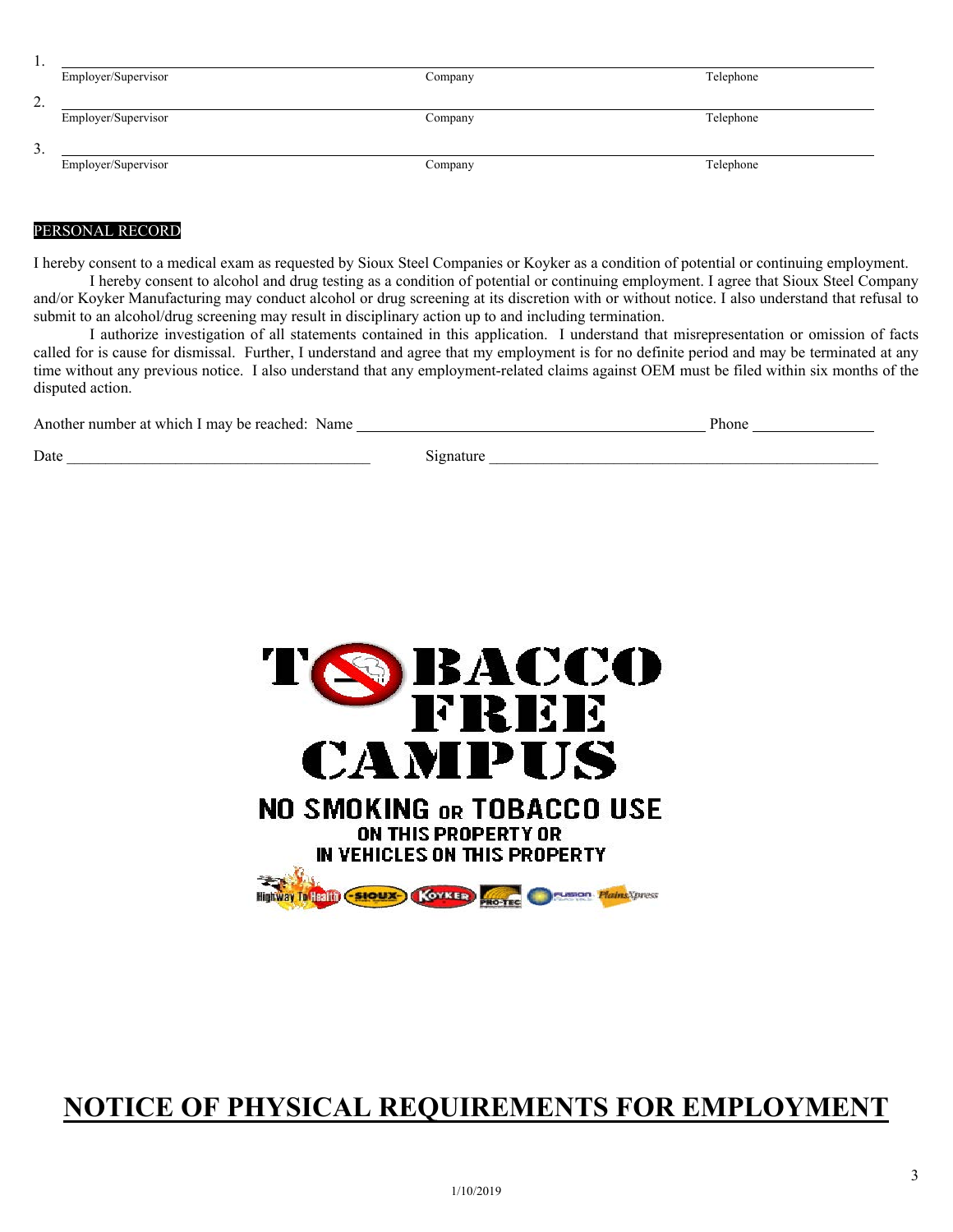1. \_\_\_\_\_\_\_\_\_\_\_\_\_\_\_\_\_\_\_\_\_\_\_\_\_\_\_\_\_\_\_\_\_\_\_\_\_\_\_\_\_\_\_\_\_\_\_\_\_\_\_\_\_\_\_\_\_\_\_\_
   Employer/Supervisor — Company — Telephone

2. \_\_\_\_\_\_\_\_\_\_\_\_\_\_\_\_\_\_\_\_\_\_\_\_\_\_\_\_\_\_\_\_\_\_\_\_\_\_\_\_\_\_\_\_\_\_\_\_\_\_\_\_\_\_\_\_\_\_\_\_
   Employer/Supervisor — Company — Telephone

3. \_\_\_\_\_\_\_\_\_\_\_\_\_\_\_\_\_\_\_\_\_\_\_\_\_\_\_\_\_\_\_\_\_\_\_\_\_\_\_\_\_\_\_\_\_\_\_\_\_\_\_\_\_\_\_\_\_\_\_\_
   Employer/Supervisor — Company — Telephone

## PERSONAL RECORD

I hereby consent to a medical exam as requested by Sioux Steel Companies or Koyker as a condition of potential or continuing employment.

I hereby consent to alcohol and drug testing as a condition of potential or continuing employment. I agree that Sioux Steel Company and/or Koyker Manufacturing may conduct alcohol or drug screening at its discretion with or without notice. I also understand that refusal to submit to an alcohol/drug screening may result in disciplinary action up to and including termination.

I authorize investigation of all statements contained in this application. I understand that misrepresentation or omission of facts called for is cause for dismissal. Further, I understand and agree that my employment is for no definite period and may be terminated at any time without any previous notice. I also understand that any employment-related claims against OEM must be filed within six months of the disputed action.

Another number at which I may be reached: Name \_\_\_\_\_\_\_\_\_\_\_\_\_\_\_\_\_\_\_\_\_\_\_\_\_\_\_\_\_\_\_\_\_\_\_\_\_\_\_\_ Phone \_\_\_\_\_\_\_\_\_\_\_\_\_\_\_

Date \_\_\_\_\_\_\_\_\_\_\_\_\_\_\_\_\_\_\_\_\_\_\_\_\_\_\_\_\_\_\_\_\_\_\_\_\_\_ Signature \_\_\_\_\_\_\_\_\_\_\_\_\_\_\_\_\_\_\_\_\_\_\_\_\_\_\_\_\_\_\_\_\_\_\_\_\_\_\_\_\_\_\_\_\_\_\_\_\_\_

**TOBACCO FREE CAMPUS**

**NO SMOKING OR TOBACCO USE**
**ON THIS PROPERTY OR**
**IN VEHICLES ON THIS PROPERTY**

Highway To Health — SIOUX — KOYKER — PRO-TEC — FUSION — PlainsXpress

# NOTICE OF PHYSICAL REQUIREMENTS FOR EMPLOYMENT

1/10/2019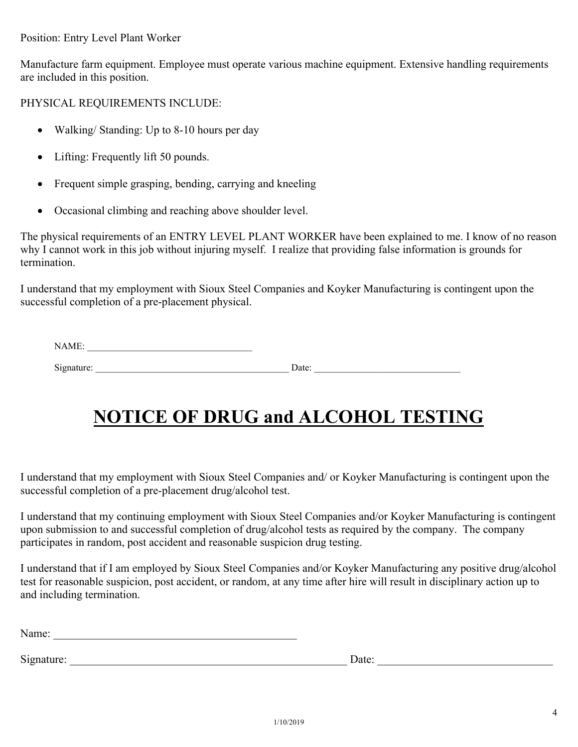Position: Entry Level Plant Worker

Manufacture farm equipment. Employee must operate various machine equipment. Extensive handling requirements are included in this position.

PHYSICAL REQUIREMENTS INCLUDE:

- Walking/ Standing: Up to 8-10 hours per day
- Lifting: Frequently lift 50 pounds.
- Frequent simple grasping, bending, carrying and kneeling
- Occasional climbing and reaching above shoulder level.

The physical requirements of an ENTRY LEVEL PLANT WORKER have been explained to me. I know of no reason why I cannot work in this job without injuring myself. I realize that providing false information is grounds for termination.

I understand that my employment with Sioux Steel Companies and Koyker Manufacturing is contingent upon the successful completion of a pre-placement physical.

NAME: _________________________________

Signature: ________________________________________ Date: ______________________________

# NOTICE OF DRUG and ALCOHOL TESTING

I understand that my employment with Sioux Steel Companies and/ or Koyker Manufacturing is contingent upon the successful completion of a pre-placement drug/alcohol test.

I understand that my continuing employment with Sioux Steel Companies and/or Koyker Manufacturing is contingent upon submission to and successful completion of drug/alcohol tests as required by the company. The company participates in random, post accident and reasonable suspicion drug testing.

I understand that if I am employed by Sioux Steel Companies and/or Koyker Manufacturing any positive drug/alcohol test for reasonable suspicion, post accident, or random, at any time after hire will result in disciplinary action up to and including termination.

Name: _____________________________________________

Signature: ___________________________________________________ Date: _______________________________

1/10/2019